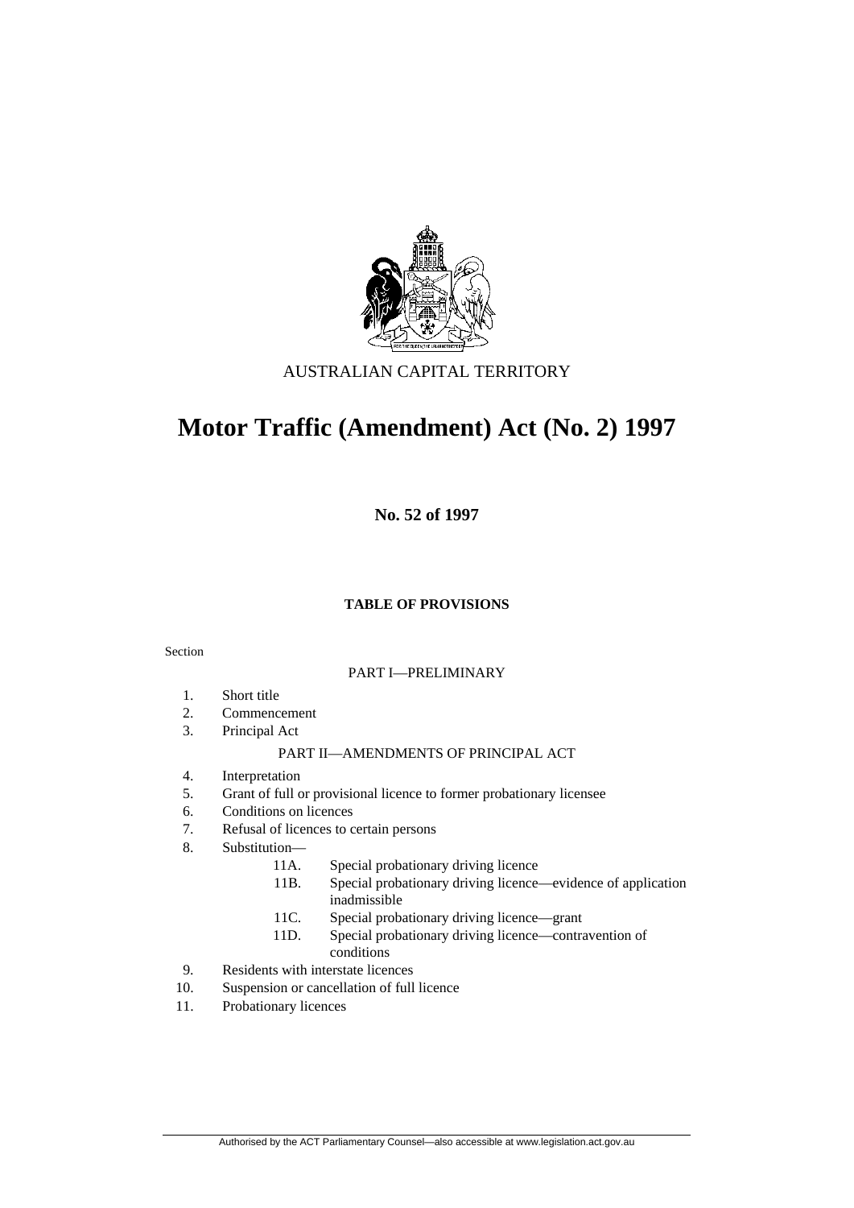AUSTRALIAN CAPITAL TERRITORY

# Motor Traffic (Amendment) Act (No. 2) 1997

**No. 52 of 1997**

**TABLE OF PROVISIONS**

Section

PART I—PRELIMINARY

1. Short title
2. Commencement
3. Principal Act

PART II—AMENDMENTS OF PRINCIPAL ACT

4. Interpretation
5. Grant of full or provisional licence to former probationary licensee
6. Conditions on licences
7. Refusal of licences to certain persons
8. Substitution—
   - 11A. Special probationary driving licence
   - 11B. Special probationary driving licence—evidence of application inadmissible
   - 11C. Special probationary driving licence—grant
   - 11D. Special probationary driving licence—contravention of conditions
9. Residents with interstate licences
10. Suspension or cancellation of full licence
11. Probationary licences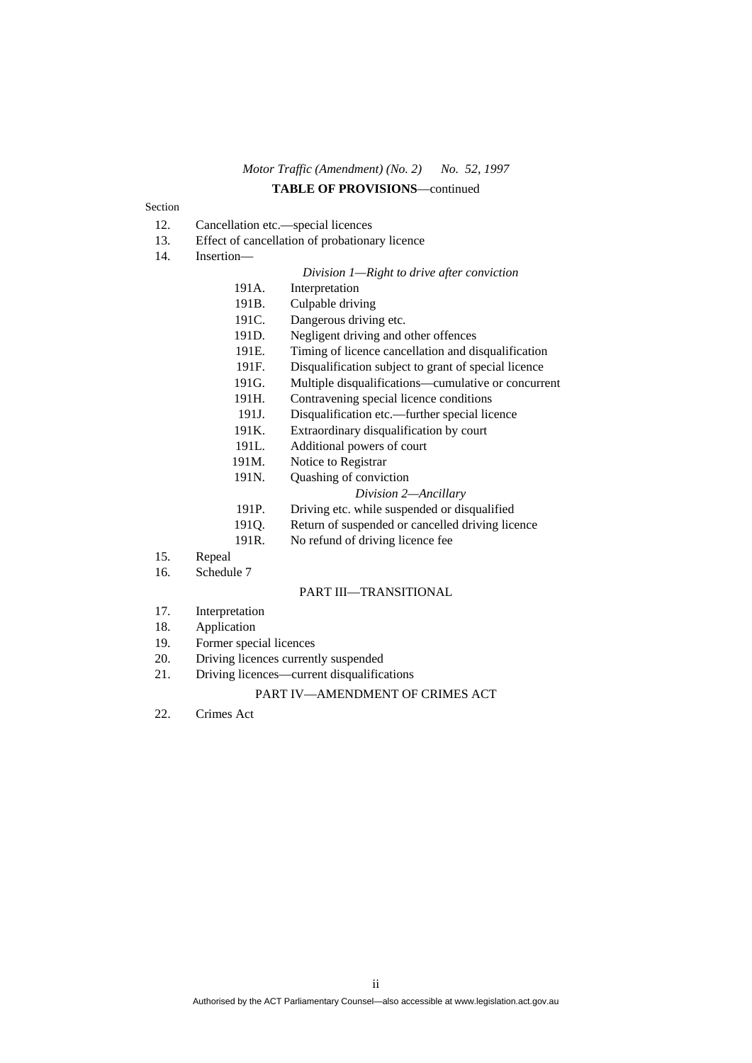*Motor Traffic (Amendment) (No. 2)* *No. 52, 1997*

**TABLE OF PROVISIONS**—continued

Section

12. Cancellation etc.—special licences
13. Effect of cancellation of probationary licence
14. Insertion—

*Division 1—Right to drive after conviction*

191A. Interpretation
191B. Culpable driving
191C. Dangerous driving etc.
191D. Negligent driving and other offences
191E. Timing of licence cancellation and disqualification
191F. Disqualification subject to grant of special licence
191G. Multiple disqualifications—cumulative or concurrent
191H. Contravening special licence conditions
191J. Disqualification etc.—further special licence
191K. Extraordinary disqualification by court
191L. Additional powers of court
191M. Notice to Registrar
191N. Quashing of conviction

*Division 2—Ancillary*

191P. Driving etc. while suspended or disqualified
191Q. Return of suspended or cancelled driving licence
191R. No refund of driving licence fee

15. Repeal
16. Schedule 7

PART III—TRANSITIONAL

17. Interpretation
18. Application
19. Former special licences
20. Driving licences currently suspended
21. Driving licences—current disqualifications

PART IV—AMENDMENT OF CRIMES ACT

22. Crimes Act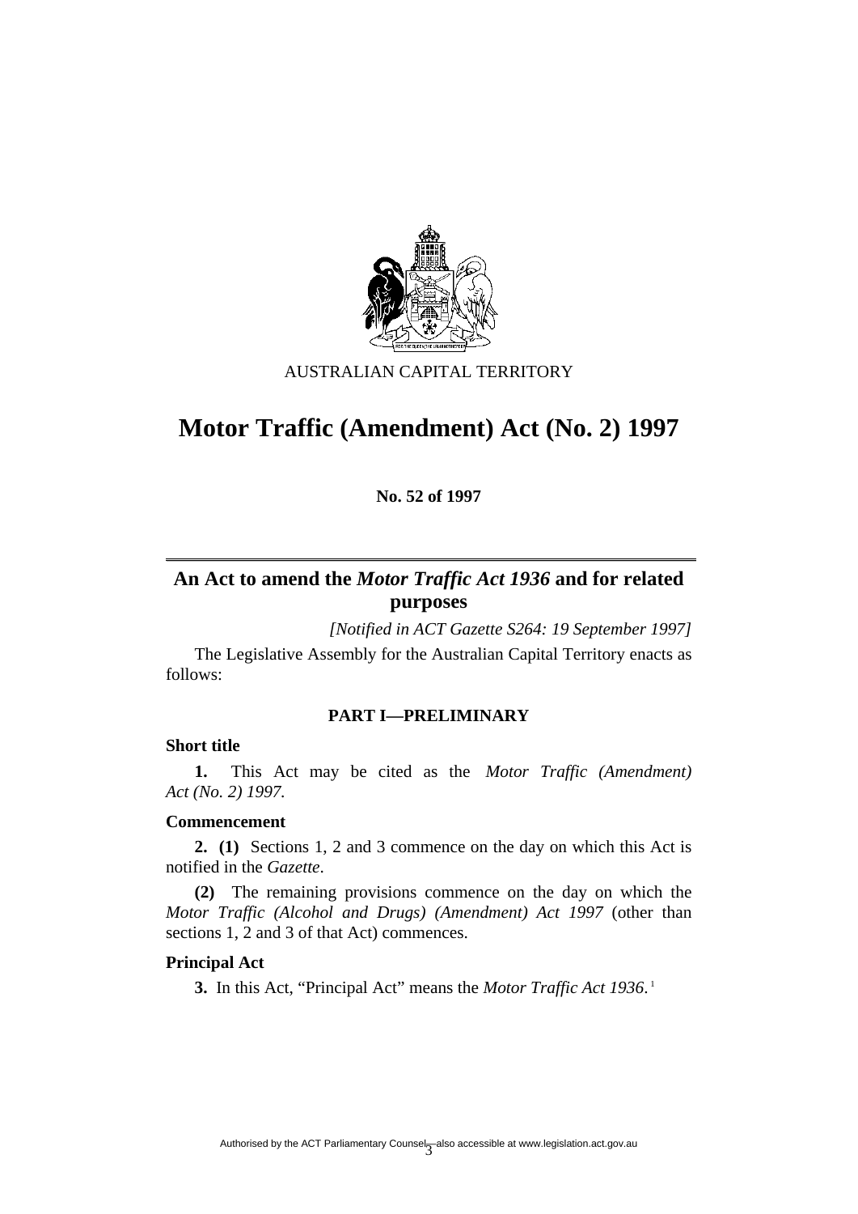AUSTRALIAN CAPITAL TERRITORY

# Motor Traffic (Amendment) Act (No. 2) 1997

**No. 52 of 1997**

## An Act to amend the *Motor Traffic Act 1936* and for related purposes

*[Notified in ACT Gazette S264: 19 September 1997]*

The Legislative Assembly for the Australian Capital Territory enacts as follows:

### PART I—PRELIMINARY

**Short title**

**1.** This Act may be cited as the *Motor Traffic (Amendment) Act (No. 2) 1997.*

**Commencement**

**2. (1)** Sections 1, 2 and 3 commence on the day on which this Act is notified in the *Gazette*.

**(2)** The remaining provisions commence on the day on which the *Motor Traffic (Alcohol and Drugs) (Amendment) Act 1997* (other than sections 1, 2 and 3 of that Act) commences.

**Principal Act**

**3.** In this Act, "Principal Act" means the *Motor Traffic Act 1936*.[1]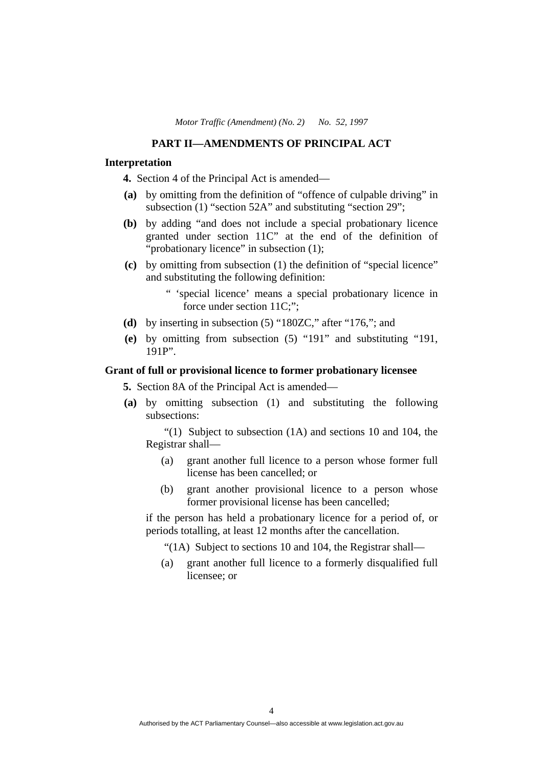## PART II—AMENDMENTS OF PRINCIPAL ACT

**Interpretation**

**4.** Section 4 of the Principal Act is amended—

**(a)** by omitting from the definition of "offence of culpable driving" in subsection (1) "section 52A" and substituting "section 29";

**(b)** by adding "and does not include a special probationary licence granted under section 11C" at the end of the definition of "probationary licence" in subsection (1);

**(c)** by omitting from subsection (1) the definition of "special licence" and substituting the following definition:

> " 'special licence' means a special probationary licence in force under section 11C;";

**(d)** by inserting in subsection (5) "180ZC," after "176,"; and

**(e)** by omitting from subsection (5) "191" and substituting "191, 191P".

**Grant of full or provisional licence to former probationary licensee**

**5.** Section 8A of the Principal Act is amended—

**(a)** by omitting subsection (1) and substituting the following subsections:

> "(1) Subject to subsection (1A) and sections 10 and 104, the Registrar shall—
>
> (a) grant another full licence to a person whose former full license has been cancelled; or
>
> (b) grant another provisional licence to a person whose former provisional license has been cancelled;
>
> if the person has held a probationary licence for a period of, or periods totalling, at least 12 months after the cancellation.
>
> "(1A) Subject to sections 10 and 104, the Registrar shall—
>
> (a) grant another full licence to a formerly disqualified full licensee; or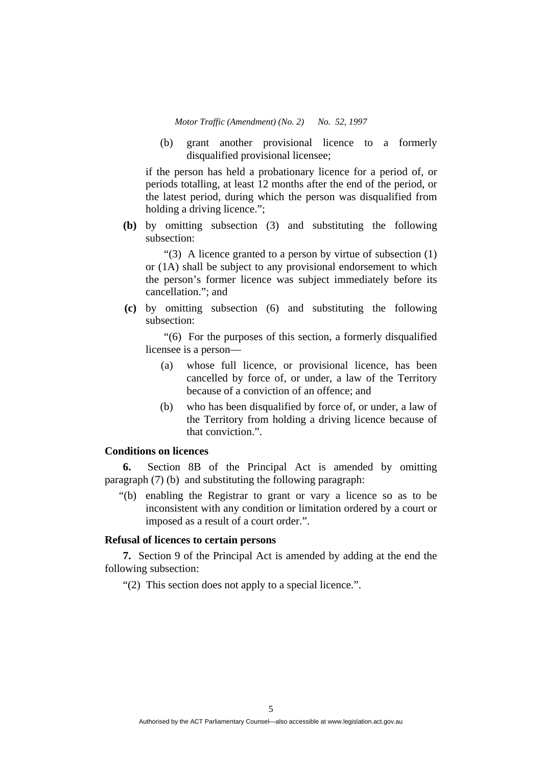(b) grant another provisional licence to a formerly disqualified provisional licensee;

if the person has held a probationary licence for a period of, or periods totalling, at least 12 months after the end of the period, or the latest period, during which the person was disqualified from holding a driving licence.";

**(b)** by omitting subsection (3) and substituting the following subsection:

"(3) A licence granted to a person by virtue of subsection (1) or (1A) shall be subject to any provisional endorsement to which the person's former licence was subject immediately before its cancellation."; and

**(c)** by omitting subsection (6) and substituting the following subsection:

"(6) For the purposes of this section, a formerly disqualified licensee is a person—

(a) whose full licence, or provisional licence, has been cancelled by force of, or under, a law of the Territory because of a conviction of an offence; and

(b) who has been disqualified by force of, or under, a law of the Territory from holding a driving licence because of that conviction.".

**Conditions on licences**

**6.** Section 8B of the Principal Act is amended by omitting paragraph (7) (b) and substituting the following paragraph:

"(b) enabling the Registrar to grant or vary a licence so as to be inconsistent with any condition or limitation ordered by a court or imposed as a result of a court order.".

**Refusal of licences to certain persons**

**7.** Section 9 of the Principal Act is amended by adding at the end the following subsection:

"(2) This section does not apply to a special licence.".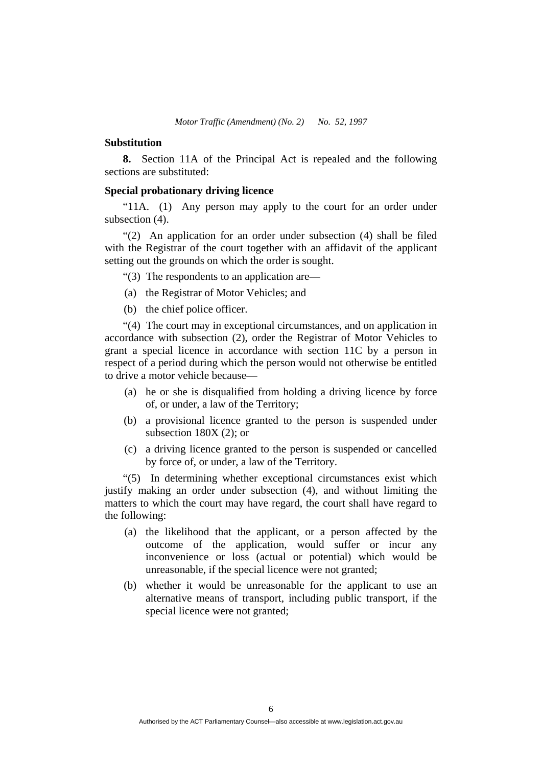### Substitution

**8.** Section 11A of the Principal Act is repealed and the following sections are substituted:

### Special probationary driving licence

"11A. (1) Any person may apply to the court for an order under subsection (4).

"(2) An application for an order under subsection (4) shall be filed with the Registrar of the court together with an affidavit of the applicant setting out the grounds on which the order is sought.

"(3) The respondents to an application are—

(a) the Registrar of Motor Vehicles; and

(b) the chief police officer.

"(4) The court may in exceptional circumstances, and on application in accordance with subsection (2), order the Registrar of Motor Vehicles to grant a special licence in accordance with section 11C by a person in respect of a period during which the person would not otherwise be entitled to drive a motor vehicle because—

(a) he or she is disqualified from holding a driving licence by force of, or under, a law of the Territory;

(b) a provisional licence granted to the person is suspended under subsection 180X (2); or

(c) a driving licence granted to the person is suspended or cancelled by force of, or under, a law of the Territory.

"(5) In determining whether exceptional circumstances exist which justify making an order under subsection (4), and without limiting the matters to which the court may have regard, the court shall have regard to the following:

(a) the likelihood that the applicant, or a person affected by the outcome of the application, would suffer or incur any inconvenience or loss (actual or potential) which would be unreasonable, if the special licence were not granted;

(b) whether it would be unreasonable for the applicant to use an alternative means of transport, including public transport, if the special licence were not granted;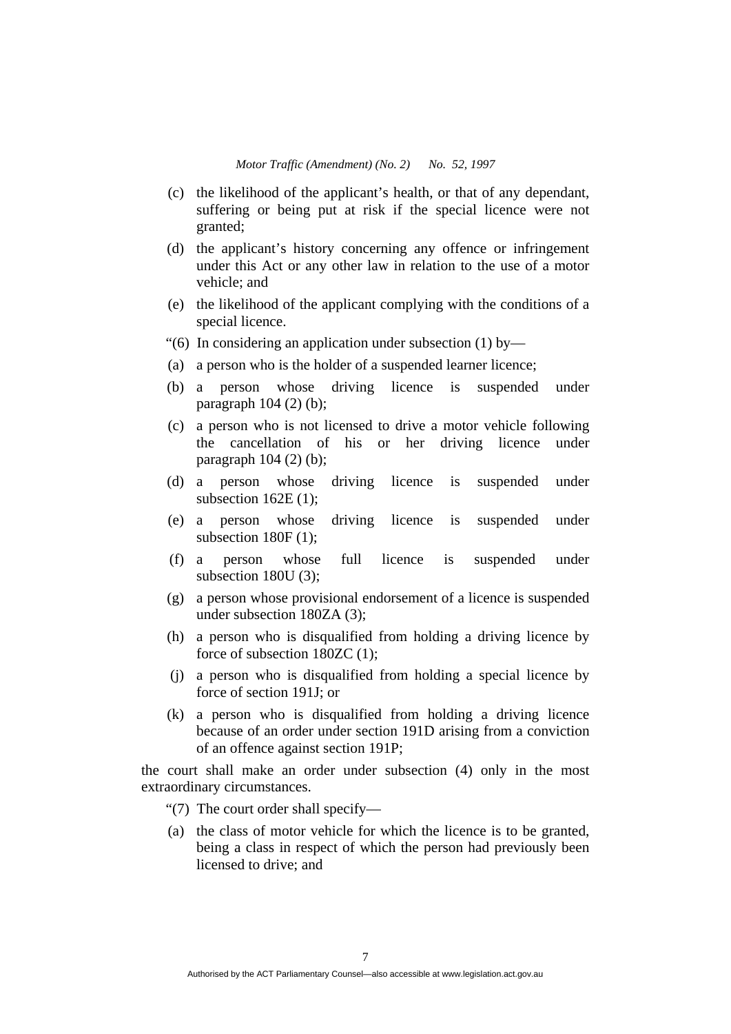(c) the likelihood of the applicant's health, or that of any dependant, suffering or being put at risk if the special licence were not granted;

(d) the applicant's history concerning any offence or infringement under this Act or any other law in relation to the use of a motor vehicle; and

(e) the likelihood of the applicant complying with the conditions of a special licence.

"(6) In considering an application under subsection (1) by—

(a) a person who is the holder of a suspended learner licence;

(b) a person whose driving licence is suspended under paragraph 104 (2) (b);

(c) a person who is not licensed to drive a motor vehicle following the cancellation of his or her driving licence under paragraph 104 (2) (b);

(d) a person whose driving licence is suspended under subsection 162E (1);

(e) a person whose driving licence is suspended under subsection 180F (1);

(f) a person whose full licence is suspended under subsection 180U (3);

(g) a person whose provisional endorsement of a licence is suspended under subsection 180ZA (3);

(h) a person who is disqualified from holding a driving licence by force of subsection 180ZC (1);

(j) a person who is disqualified from holding a special licence by force of section 191J; or

(k) a person who is disqualified from holding a driving licence because of an order under section 191D arising from a conviction of an offence against section 191P;

the court shall make an order under subsection (4) only in the most extraordinary circumstances.

"(7) The court order shall specify—

(a) the class of motor vehicle for which the licence is to be granted, being a class in respect of which the person had previously been licensed to drive; and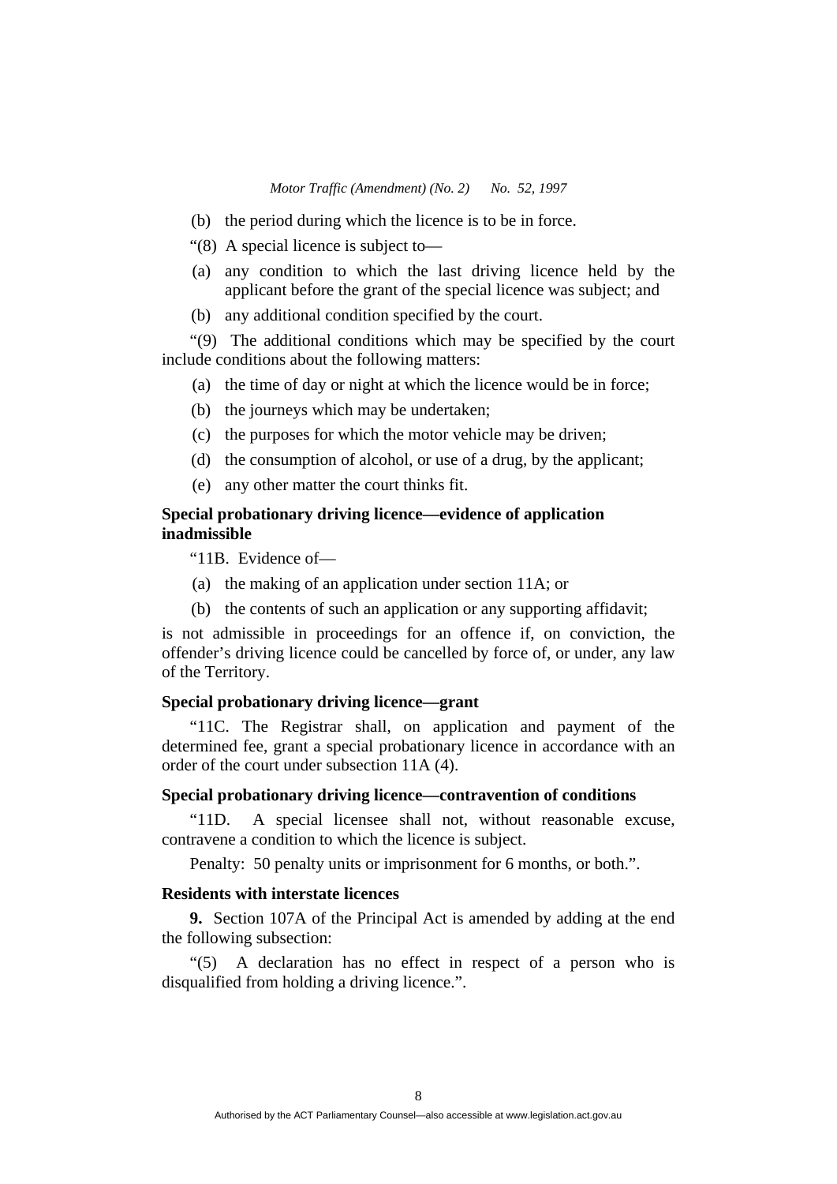(b) the period during which the licence is to be in force.

"(8) A special licence is subject to—

(a) any condition to which the last driving licence held by the applicant before the grant of the special licence was subject; and

(b) any additional condition specified by the court.

"(9) The additional conditions which may be specified by the court include conditions about the following matters:

(a) the time of day or night at which the licence would be in force;

(b) the journeys which may be undertaken;

(c) the purposes for which the motor vehicle may be driven;

(d) the consumption of alcohol, or use of a drug, by the applicant;

(e) any other matter the court thinks fit.

**Special probationary driving licence—evidence of application inadmissible**

"11B. Evidence of—

(a) the making of an application under section 11A; or

(b) the contents of such an application or any supporting affidavit;

is not admissible in proceedings for an offence if, on conviction, the offender's driving licence could be cancelled by force of, or under, any law of the Territory.

**Special probationary driving licence—grant**

"11C. The Registrar shall, on application and payment of the determined fee, grant a special probationary licence in accordance with an order of the court under subsection 11A (4).

**Special probationary driving licence—contravention of conditions**

"11D. A special licensee shall not, without reasonable excuse, contravene a condition to which the licence is subject.

Penalty: 50 penalty units or imprisonment for 6 months, or both.".

**Residents with interstate licences**

**9.** Section 107A of the Principal Act is amended by adding at the end the following subsection:

"(5) A declaration has no effect in respect of a person who is disqualified from holding a driving licence.".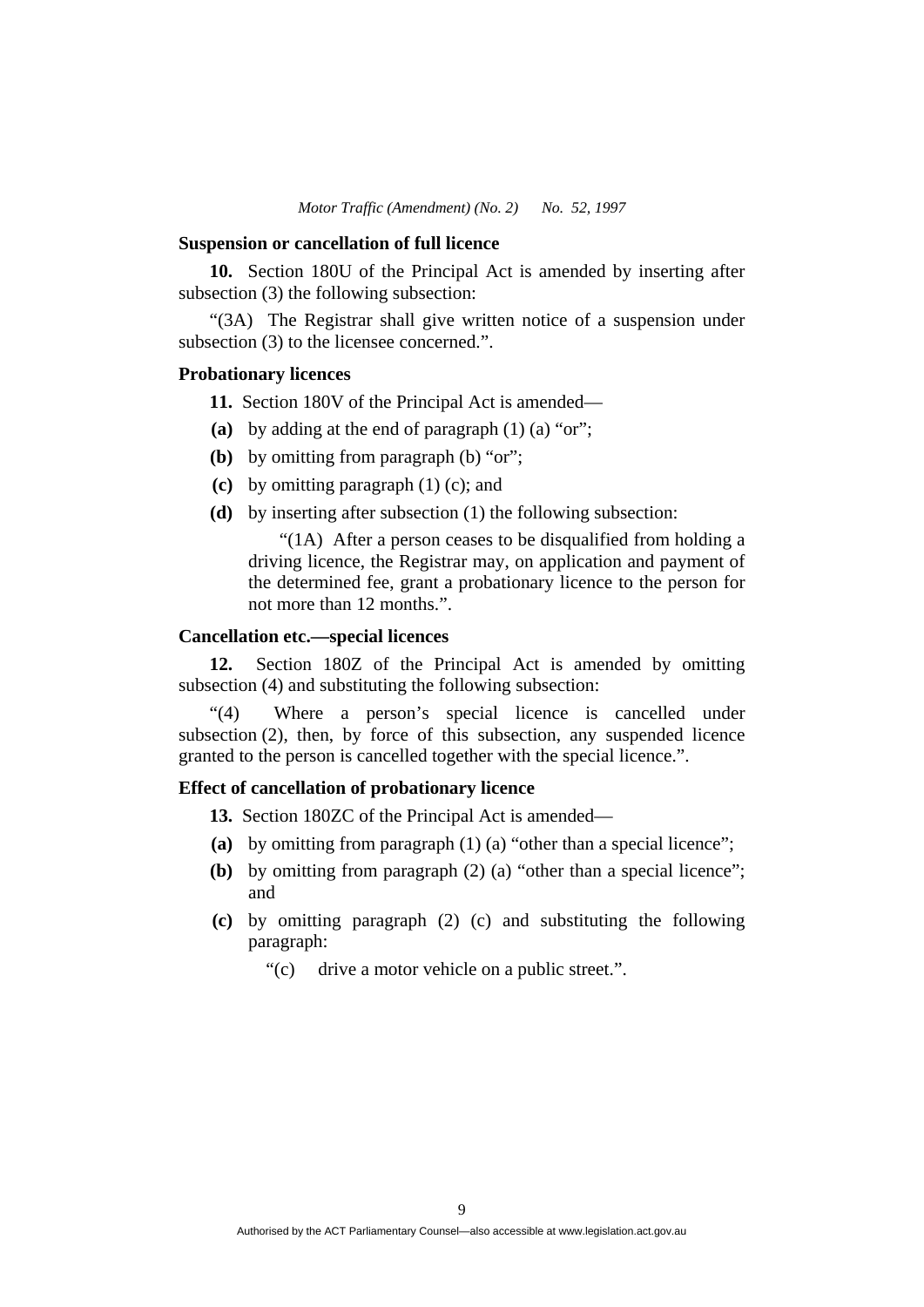### Suspension or cancellation of full licence

**10.** Section 180U of the Principal Act is amended by inserting after subsection (3) the following subsection:

"(3A) The Registrar shall give written notice of a suspension under subsection (3) to the licensee concerned.".

### Probationary licences

**11.** Section 180V of the Principal Act is amended—

**(a)** by adding at the end of paragraph (1) (a) "or";

**(b)** by omitting from paragraph (b) "or";

**(c)** by omitting paragraph (1) (c); and

**(d)** by inserting after subsection (1) the following subsection:

"(1A) After a person ceases to be disqualified from holding a driving licence, the Registrar may, on application and payment of the determined fee, grant a probationary licence to the person for not more than 12 months.".

### Cancellation etc.—special licences

**12.** Section 180Z of the Principal Act is amended by omitting subsection (4) and substituting the following subsection:

"(4) Where a person's special licence is cancelled under subsection (2), then, by force of this subsection, any suspended licence granted to the person is cancelled together with the special licence.".

### Effect of cancellation of probationary licence

**13.** Section 180ZC of the Principal Act is amended—

**(a)** by omitting from paragraph (1) (a) "other than a special licence";

**(b)** by omitting from paragraph (2) (a) "other than a special licence"; and

**(c)** by omitting paragraph (2) (c) and substituting the following paragraph:

"(c) drive a motor vehicle on a public street.".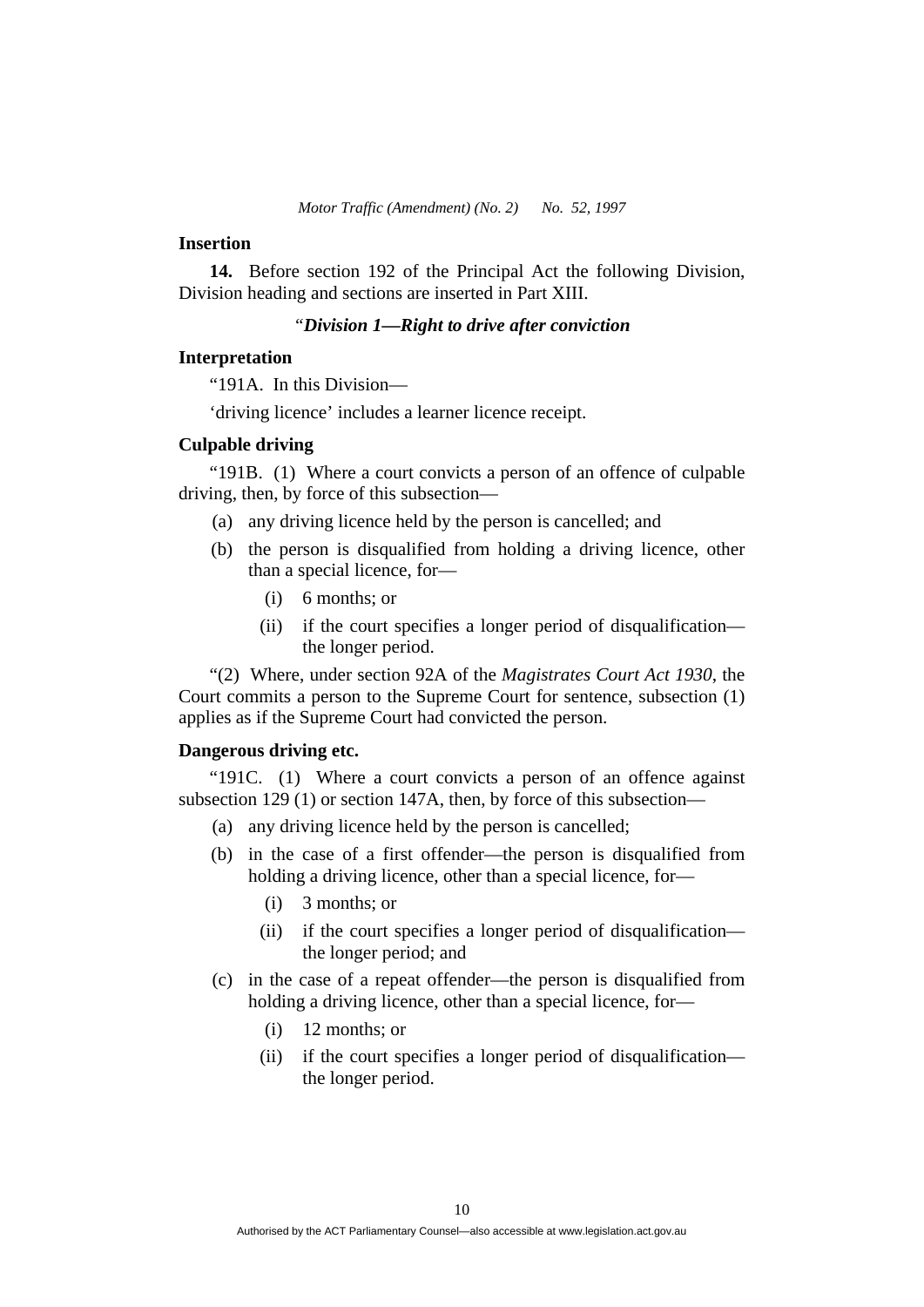**Insertion**

**14.** Before section 192 of the Principal Act the following Division, Division heading and sections are inserted in Part XIII.

"***Division 1—Right to drive after conviction***

**Interpretation**

"191A. In this Division—

'driving licence' includes a learner licence receipt.

**Culpable driving**

"191B. (1) Where a court convicts a person of an offence of culpable driving, then, by force of this subsection—

(a) any driving licence held by the person is cancelled; and

(b) the person is disqualified from holding a driving licence, other than a special licence, for—

(i) 6 months; or

(ii) if the court specifies a longer period of disqualification—the longer period.

"(2) Where, under section 92A of the *Magistrates Court Act 1930*, the Court commits a person to the Supreme Court for sentence, subsection (1) applies as if the Supreme Court had convicted the person.

**Dangerous driving etc.**

"191C. (1) Where a court convicts a person of an offence against subsection 129 (1) or section 147A, then, by force of this subsection—

(a) any driving licence held by the person is cancelled;

(b) in the case of a first offender—the person is disqualified from holding a driving licence, other than a special licence, for—

(i) 3 months; or

(ii) if the court specifies a longer period of disqualification—the longer period; and

(c) in the case of a repeat offender—the person is disqualified from holding a driving licence, other than a special licence, for—

(i) 12 months; or

(ii) if the court specifies a longer period of disqualification—the longer period.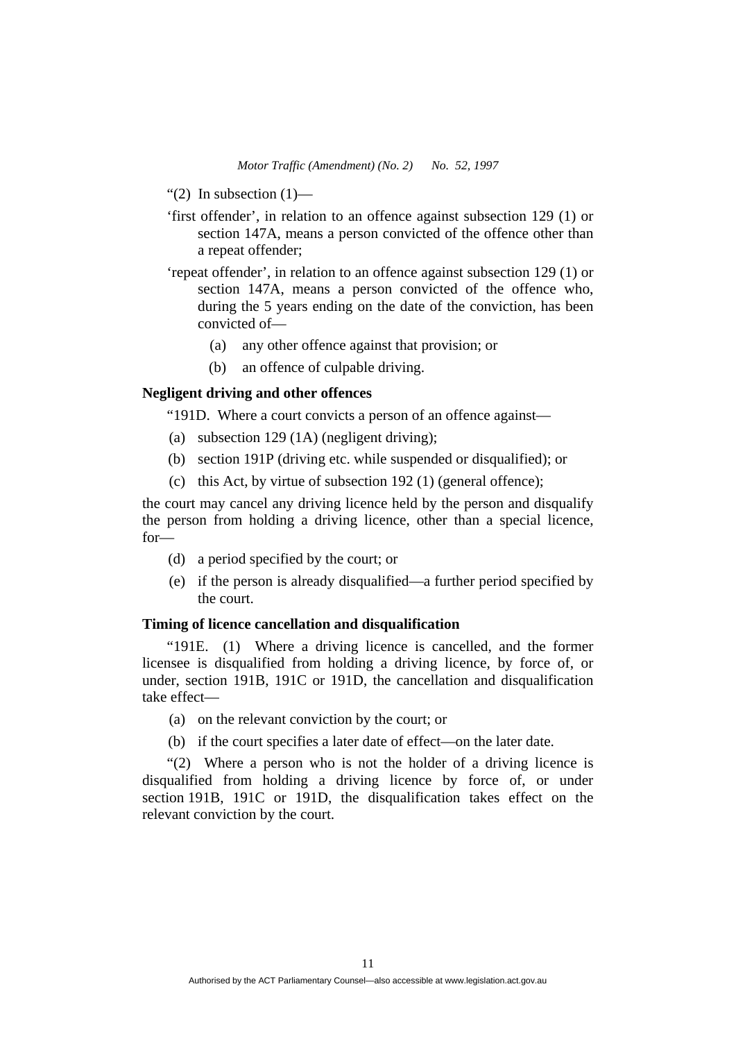"(2) In subsection (1)—

'first offender', in relation to an offence against subsection 129 (1) or section 147A, means a person convicted of the offence other than a repeat offender;

'repeat offender', in relation to an offence against subsection 129 (1) or section 147A, means a person convicted of the offence who, during the 5 years ending on the date of the conviction, has been convicted of—

(a) any other offence against that provision; or

(b) an offence of culpable driving.

**Negligent driving and other offences**

"191D. Where a court convicts a person of an offence against—

(a) subsection 129 (1A) (negligent driving);

(b) section 191P (driving etc. while suspended or disqualified); or

(c) this Act, by virtue of subsection 192 (1) (general offence);

the court may cancel any driving licence held by the person and disqualify the person from holding a driving licence, other than a special licence, for—

(d) a period specified by the court; or

(e) if the person is already disqualified—a further period specified by the court.

**Timing of licence cancellation and disqualification**

"191E. (1) Where a driving licence is cancelled, and the former licensee is disqualified from holding a driving licence, by force of, or under, section 191B, 191C or 191D, the cancellation and disqualification take effect—

(a) on the relevant conviction by the court; or

(b) if the court specifies a later date of effect—on the later date.

"(2) Where a person who is not the holder of a driving licence is disqualified from holding a driving licence by force of, or under section 191B, 191C or 191D, the disqualification takes effect on the relevant conviction by the court.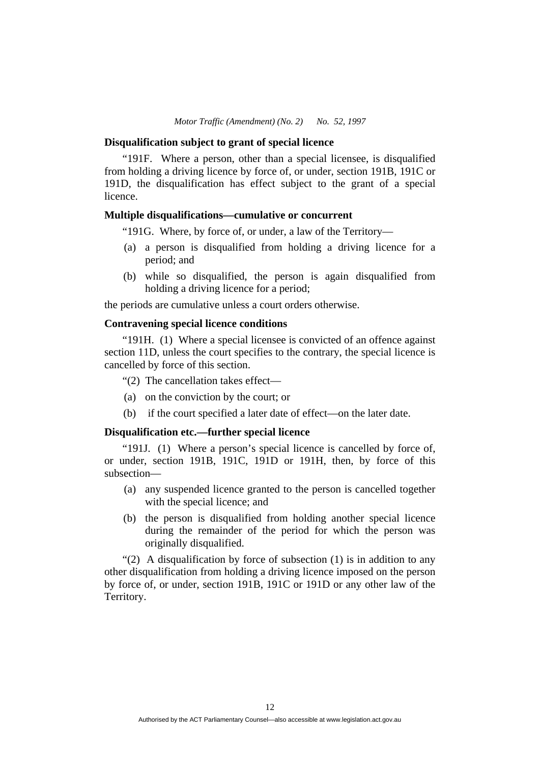**Disqualification subject to grant of special licence**

"191F. Where a person, other than a special licensee, is disqualified from holding a driving licence by force of, or under, section 191B, 191C or 191D, the disqualification has effect subject to the grant of a special licence.

**Multiple disqualifications—cumulative or concurrent**

"191G. Where, by force of, or under, a law of the Territory—

(a) a person is disqualified from holding a driving licence for a period; and

(b) while so disqualified, the person is again disqualified from holding a driving licence for a period;

the periods are cumulative unless a court orders otherwise.

**Contravening special licence conditions**

"191H. (1) Where a special licensee is convicted of an offence against section 11D, unless the court specifies to the contrary, the special licence is cancelled by force of this section.

"(2) The cancellation takes effect—

(a) on the conviction by the court; or

(b) if the court specified a later date of effect—on the later date.

**Disqualification etc.—further special licence**

"191J. (1) Where a person's special licence is cancelled by force of, or under, section 191B, 191C, 191D or 191H, then, by force of this subsection—

(a) any suspended licence granted to the person is cancelled together with the special licence; and

(b) the person is disqualified from holding another special licence during the remainder of the period for which the person was originally disqualified.

"(2) A disqualification by force of subsection (1) is in addition to any other disqualification from holding a driving licence imposed on the person by force of, or under, section 191B, 191C or 191D or any other law of the Territory.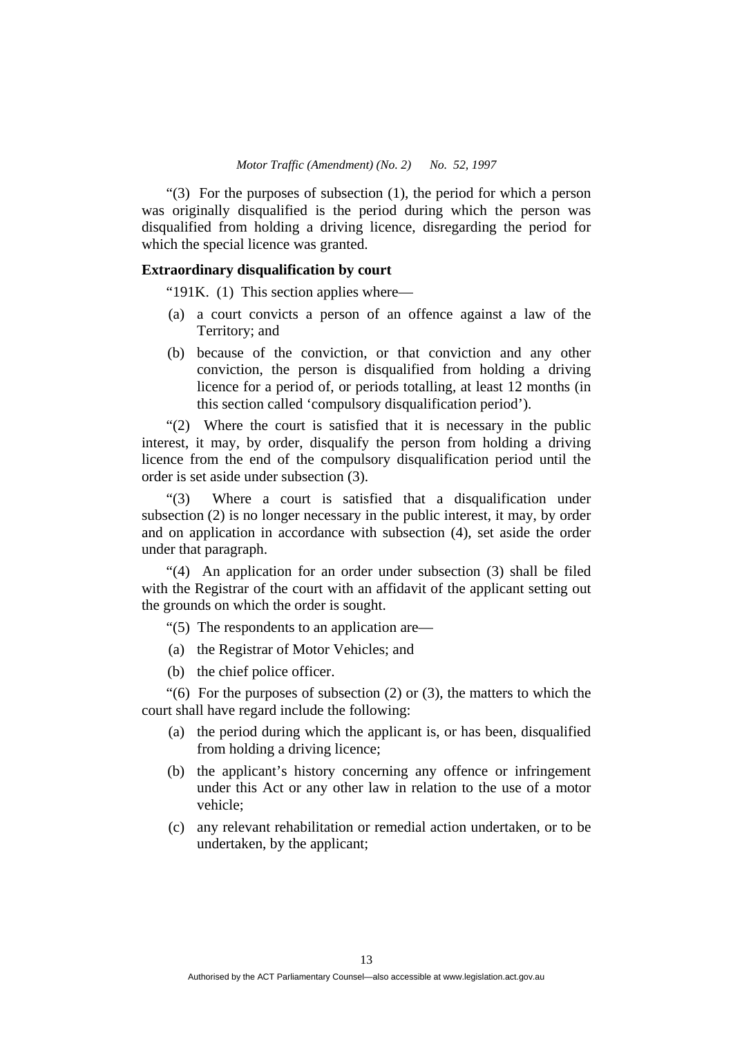"(3) For the purposes of subsection (1), the period for which a person was originally disqualified is the period during which the person was disqualified from holding a driving licence, disregarding the period for which the special licence was granted.

**Extraordinary disqualification by court**

"191K. (1) This section applies where—

(a) a court convicts a person of an offence against a law of the Territory; and

(b) because of the conviction, or that conviction and any other conviction, the person is disqualified from holding a driving licence for a period of, or periods totalling, at least 12 months (in this section called 'compulsory disqualification period').

"(2) Where the court is satisfied that it is necessary in the public interest, it may, by order, disqualify the person from holding a driving licence from the end of the compulsory disqualification period until the order is set aside under subsection (3).

"(3) Where a court is satisfied that a disqualification under subsection (2) is no longer necessary in the public interest, it may, by order and on application in accordance with subsection (4), set aside the order under that paragraph.

"(4) An application for an order under subsection (3) shall be filed with the Registrar of the court with an affidavit of the applicant setting out the grounds on which the order is sought.

"(5) The respondents to an application are—

(a) the Registrar of Motor Vehicles; and

(b) the chief police officer.

"(6) For the purposes of subsection (2) or (3), the matters to which the court shall have regard include the following:

(a) the period during which the applicant is, or has been, disqualified from holding a driving licence;

(b) the applicant's history concerning any offence or infringement under this Act or any other law in relation to the use of a motor vehicle;

(c) any relevant rehabilitation or remedial action undertaken, or to be undertaken, by the applicant;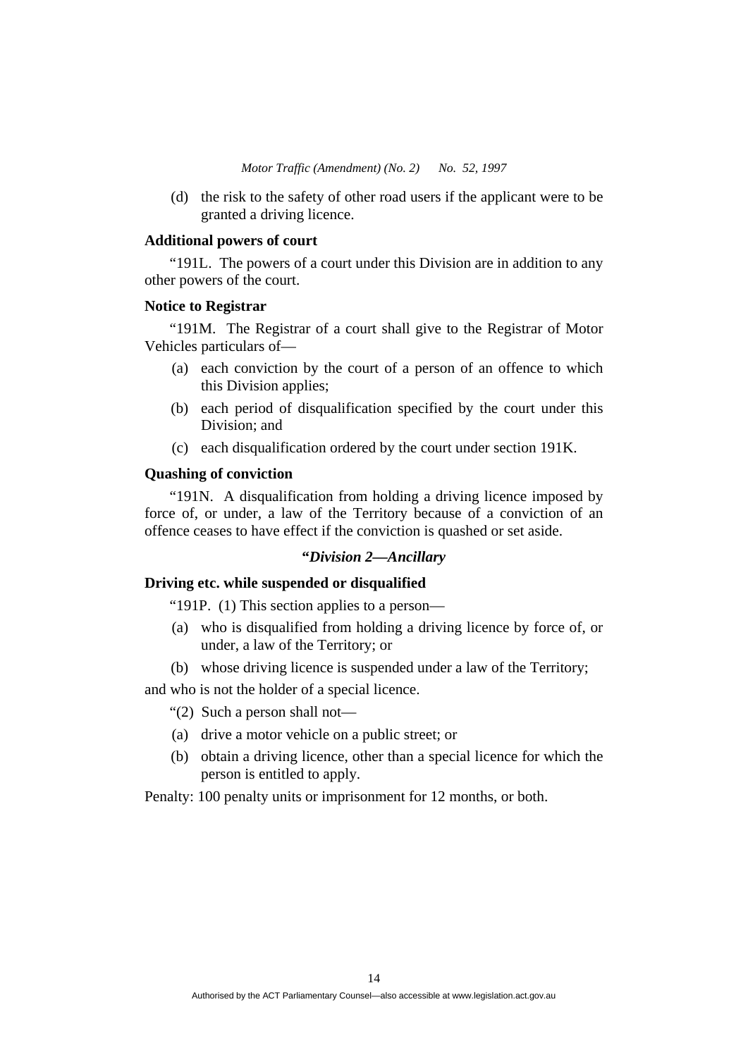(d) the risk to the safety of other road users if the applicant were to be granted a driving licence.

**Additional powers of court**

"191L. The powers of a court under this Division are in addition to any other powers of the court.

**Notice to Registrar**

"191M. The Registrar of a court shall give to the Registrar of Motor Vehicles particulars of—

(a) each conviction by the court of a person of an offence to which this Division applies;

(b) each period of disqualification specified by the court under this Division; and

(c) each disqualification ordered by the court under section 191K.

**Quashing of conviction**

"191N. A disqualification from holding a driving licence imposed by force of, or under, a law of the Territory because of a conviction of an offence ceases to have effect if the conviction is quashed or set aside.

***"Division 2—Ancillary***

**Driving etc. while suspended or disqualified**

"191P. (1) This section applies to a person—

(a) who is disqualified from holding a driving licence by force of, or under, a law of the Territory; or

(b) whose driving licence is suspended under a law of the Territory;

and who is not the holder of a special licence.

"(2) Such a person shall not—

(a) drive a motor vehicle on a public street; or

(b) obtain a driving licence, other than a special licence for which the person is entitled to apply.

Penalty: 100 penalty units or imprisonment for 12 months, or both.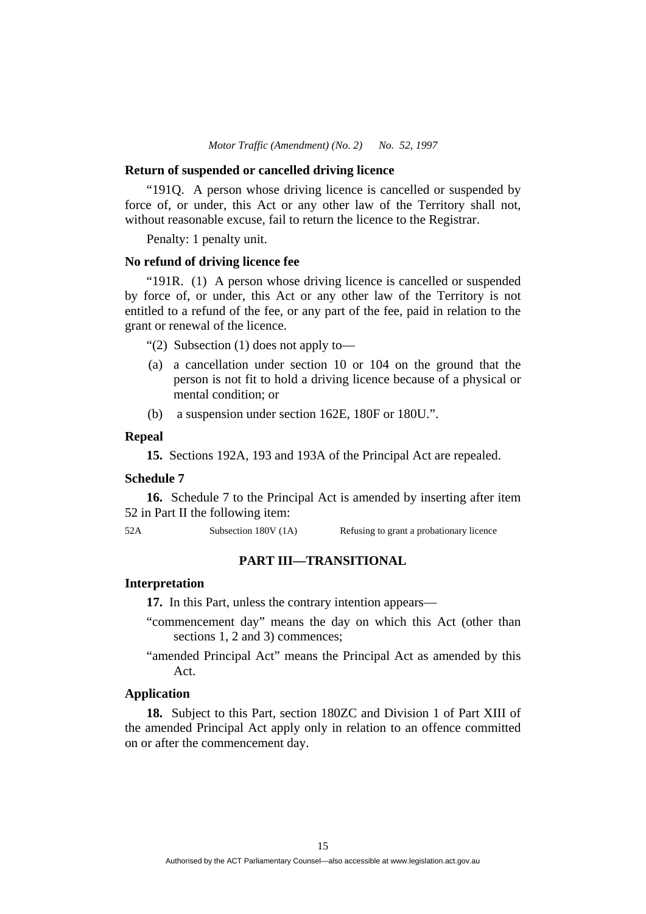**Return of suspended or cancelled driving licence**

"191Q. A person whose driving licence is cancelled or suspended by force of, or under, this Act or any other law of the Territory shall not, without reasonable excuse, fail to return the licence to the Registrar.

Penalty: 1 penalty unit.

**No refund of driving licence fee**

"191R. (1) A person whose driving licence is cancelled or suspended by force of, or under, this Act or any other law of the Territory is not entitled to a refund of the fee, or any part of the fee, paid in relation to the grant or renewal of the licence.

"(2) Subsection (1) does not apply to—

(a) a cancellation under section 10 or 104 on the ground that the person is not fit to hold a driving licence because of a physical or mental condition; or

(b) a suspension under section 162E, 180F or 180U.".

**Repeal**

**15.** Sections 192A, 193 and 193A of the Principal Act are repealed.

**Schedule 7**

**16.** Schedule 7 to the Principal Act is amended by inserting after item 52 in Part II the following item:

| | | |
|---|---|---|
| 52A | Subsection 180V (1A) | Refusing to grant a probationary licence |

## PART III—TRANSITIONAL

**Interpretation**

**17.** In this Part, unless the contrary intention appears—

"commencement day" means the day on which this Act (other than sections 1, 2 and 3) commences;

"amended Principal Act" means the Principal Act as amended by this Act.

**Application**

**18.** Subject to this Part, section 180ZC and Division 1 of Part XIII of the amended Principal Act apply only in relation to an offence committed on or after the commencement day.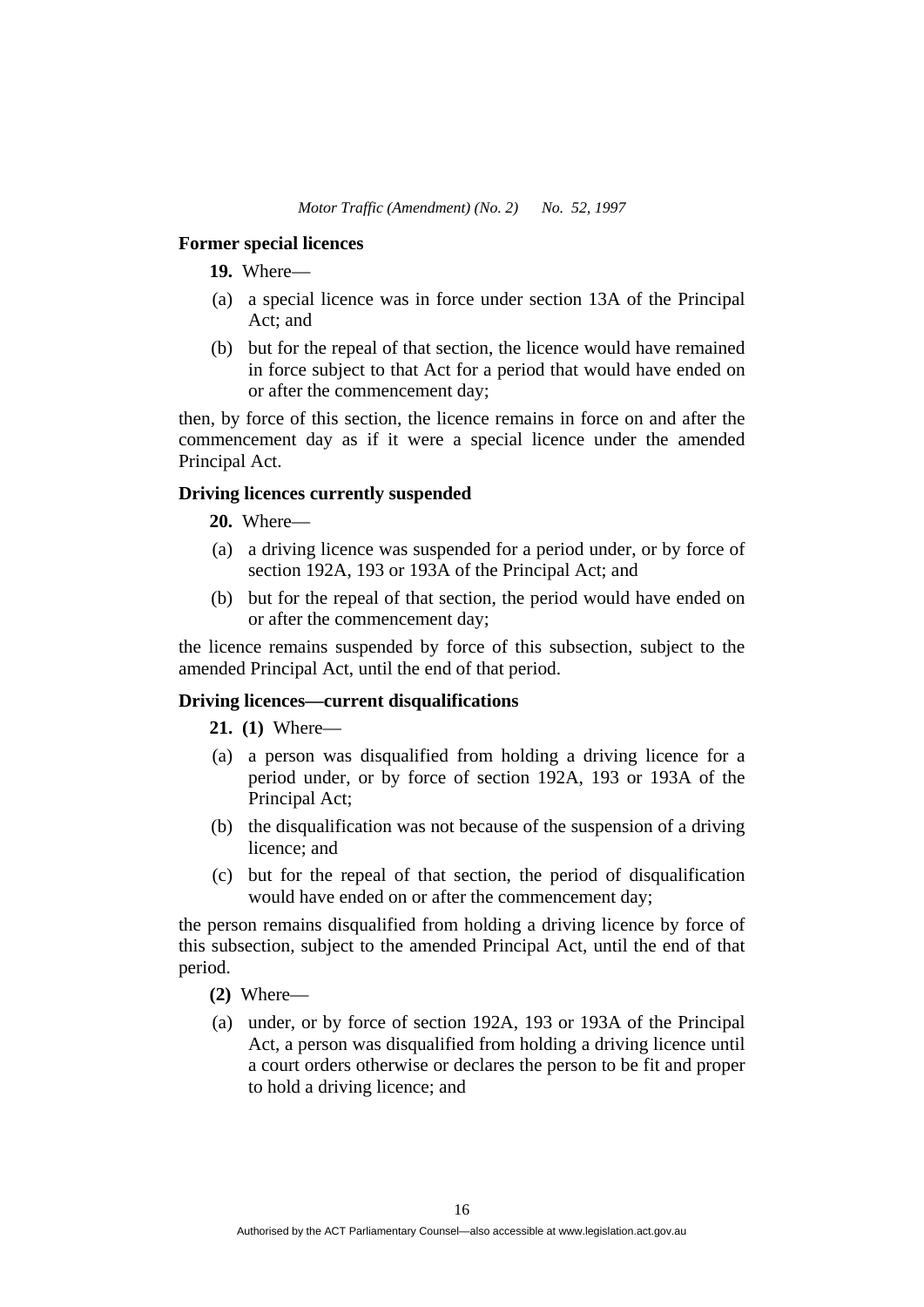### Former special licences

**19.** Where—

(a) a special licence was in force under section 13A of the Principal Act; and

(b) but for the repeal of that section, the licence would have remained in force subject to that Act for a period that would have ended on or after the commencement day;

then, by force of this section, the licence remains in force on and after the commencement day as if it were a special licence under the amended Principal Act.

### Driving licences currently suspended

**20.** Where—

(a) a driving licence was suspended for a period under, or by force of section 192A, 193 or 193A of the Principal Act; and

(b) but for the repeal of that section, the period would have ended on or after the commencement day;

the licence remains suspended by force of this subsection, subject to the amended Principal Act, until the end of that period.

### Driving licences—current disqualifications

**21. (1)** Where—

(a) a person was disqualified from holding a driving licence for a period under, or by force of section 192A, 193 or 193A of the Principal Act;

(b) the disqualification was not because of the suspension of a driving licence; and

(c) but for the repeal of that section, the period of disqualification would have ended on or after the commencement day;

the person remains disqualified from holding a driving licence by force of this subsection, subject to the amended Principal Act, until the end of that period.

**(2)** Where—

(a) under, or by force of section 192A, 193 or 193A of the Principal Act, a person was disqualified from holding a driving licence until a court orders otherwise or declares the person to be fit and proper to hold a driving licence; and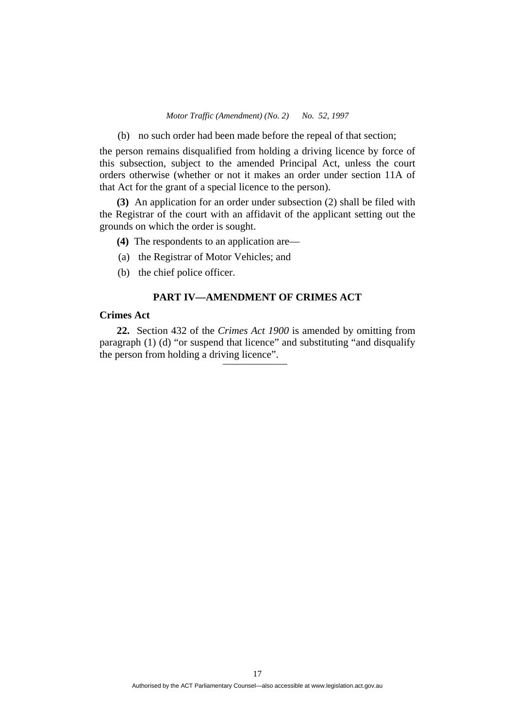(b) no such order had been made before the repeal of that section;

the person remains disqualified from holding a driving licence by force of this subsection, subject to the amended Principal Act, unless the court orders otherwise (whether or not it makes an order under section 11A of that Act for the grant of a special licence to the person).

**(3)** An application for an order under subsection (2) shall be filed with the Registrar of the court with an affidavit of the applicant setting out the grounds on which the order is sought.

**(4)** The respondents to an application are—

(a) the Registrar of Motor Vehicles; and

(b) the chief police officer.

## PART IV—AMENDMENT OF CRIMES ACT

**Crimes Act**

**22.** Section 432 of the *Crimes Act 1900* is amended by omitting from paragraph (1) (d) "or suspend that licence" and substituting "and disqualify the person from holding a driving licence".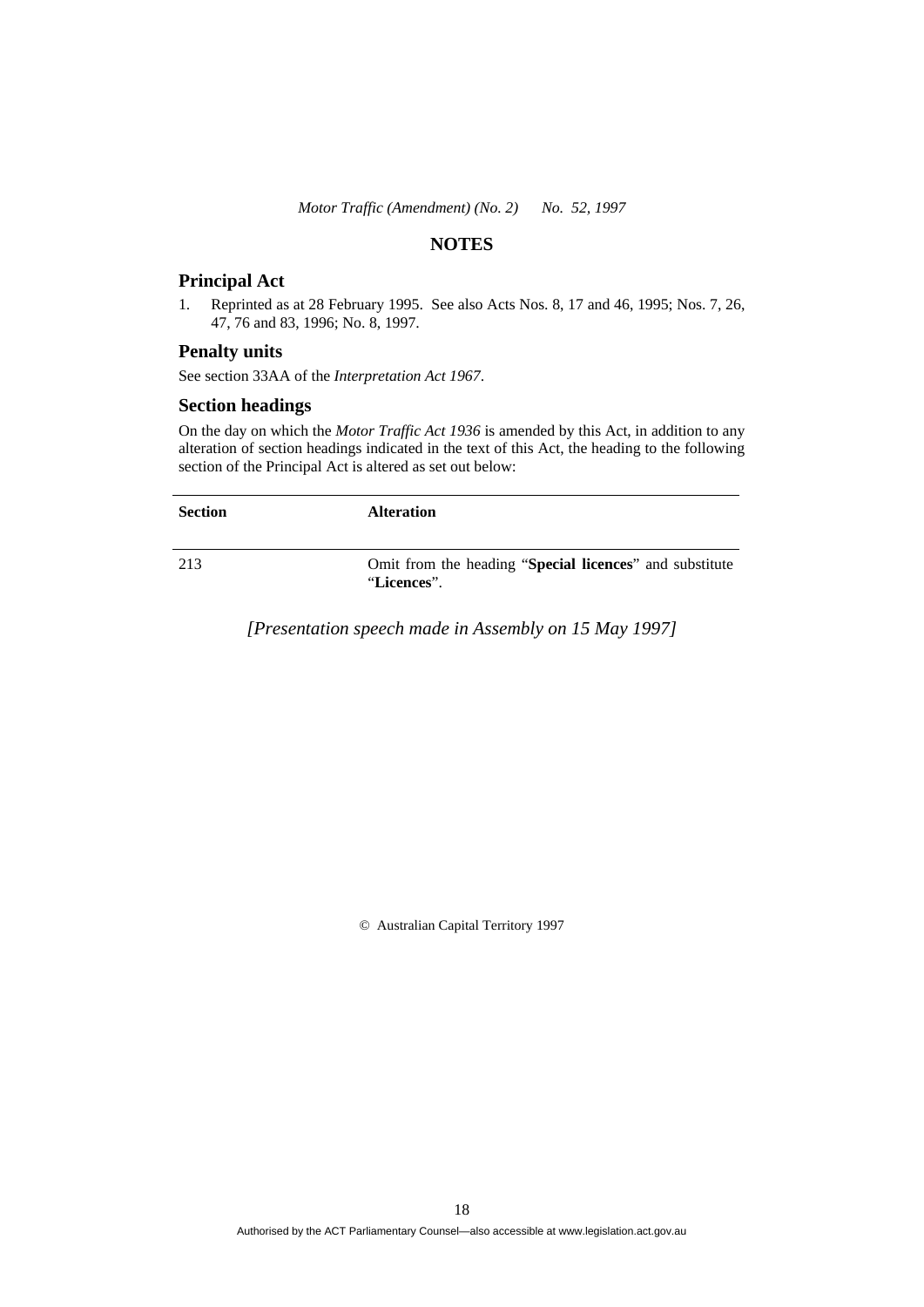## NOTES

### Principal Act

1. Reprinted as at 28 February 1995. See also Acts Nos. 8, 17 and 46, 1995; Nos. 7, 26, 47, 76 and 83, 1996; No. 8, 1997.

### Penalty units

See section 33AA of the *Interpretation Act 1967*.

### Section headings

On the day on which the *Motor Traffic Act 1936* is amended by this Act, in addition to any alteration of section headings indicated in the text of this Act, the heading to the following section of the Principal Act is altered as set out below:

| Section | Alteration |
|---|---|
| 213 | Omit from the heading "**Special licences**" and substitute "**Licences**". |

*[Presentation speech made in Assembly on 15 May 1997]*

© Australian Capital Territory 1997